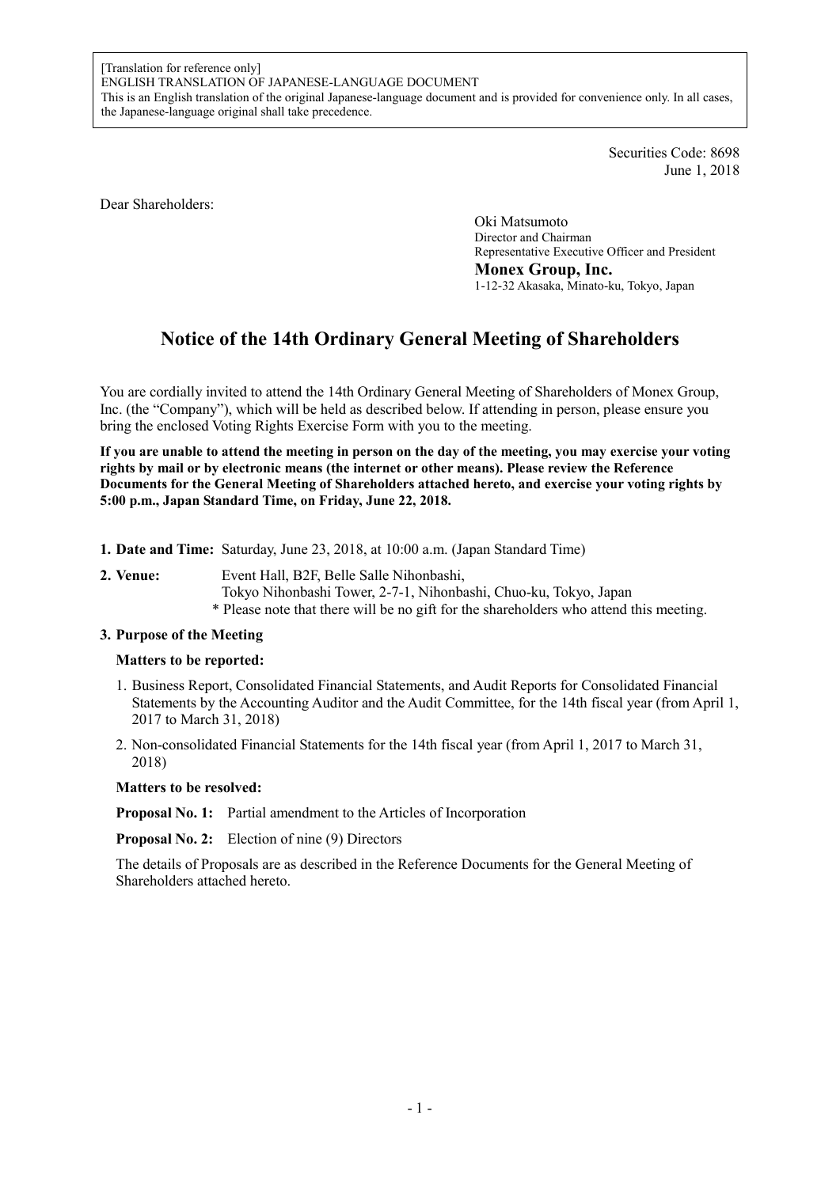[Translation for reference only]
ENGLISH TRANSLATION OF JAPANESE-LANGUAGE DOCUMENT
This is an English translation of the original Japanese-language document and is provided for convenience only. In all cases, the Japanese-language original shall take precedence.

Securities Code: 8698
June 1, 2018

Dear Shareholders:

Oki Matsumoto
Director and Chairman
Representative Executive Officer and President
**Monex Group, Inc.**
1-12-32 Akasaka, Minato-ku, Tokyo, Japan

# Notice of the 14th Ordinary General Meeting of Shareholders

You are cordially invited to attend the 14th Ordinary General Meeting of Shareholders of Monex Group, Inc. (the "Company"), which will be held as described below. If attending in person, please ensure you bring the enclosed Voting Rights Exercise Form with you to the meeting.

**If you are unable to attend the meeting in person on the day of the meeting, you may exercise your voting rights by mail or by electronic means (the internet or other means). Please review the Reference Documents for the General Meeting of Shareholders attached hereto, and exercise your voting rights by 5:00 p.m., Japan Standard Time, on Friday, June 22, 2018.**

**1. Date and Time:** Saturday, June 23, 2018, at 10:00 a.m. (Japan Standard Time)

**2. Venue:** Event Hall, B2F, Belle Salle Nihonbashi,
Tokyo Nihonbashi Tower, 2-7-1, Nihonbashi, Chuo-ku, Tokyo, Japan
\* Please note that there will be no gift for the shareholders who attend this meeting.

**3. Purpose of the Meeting**

**Matters to be reported:**

1. Business Report, Consolidated Financial Statements, and Audit Reports for Consolidated Financial Statements by the Accounting Auditor and the Audit Committee, for the 14th fiscal year (from April 1, 2017 to March 31, 2018)
2. Non-consolidated Financial Statements for the 14th fiscal year (from April 1, 2017 to March 31, 2018)

**Matters to be resolved:**

**Proposal No. 1:** Partial amendment to the Articles of Incorporation

**Proposal No. 2:** Election of nine (9) Directors

The details of Proposals are as described in the Reference Documents for the General Meeting of Shareholders attached hereto.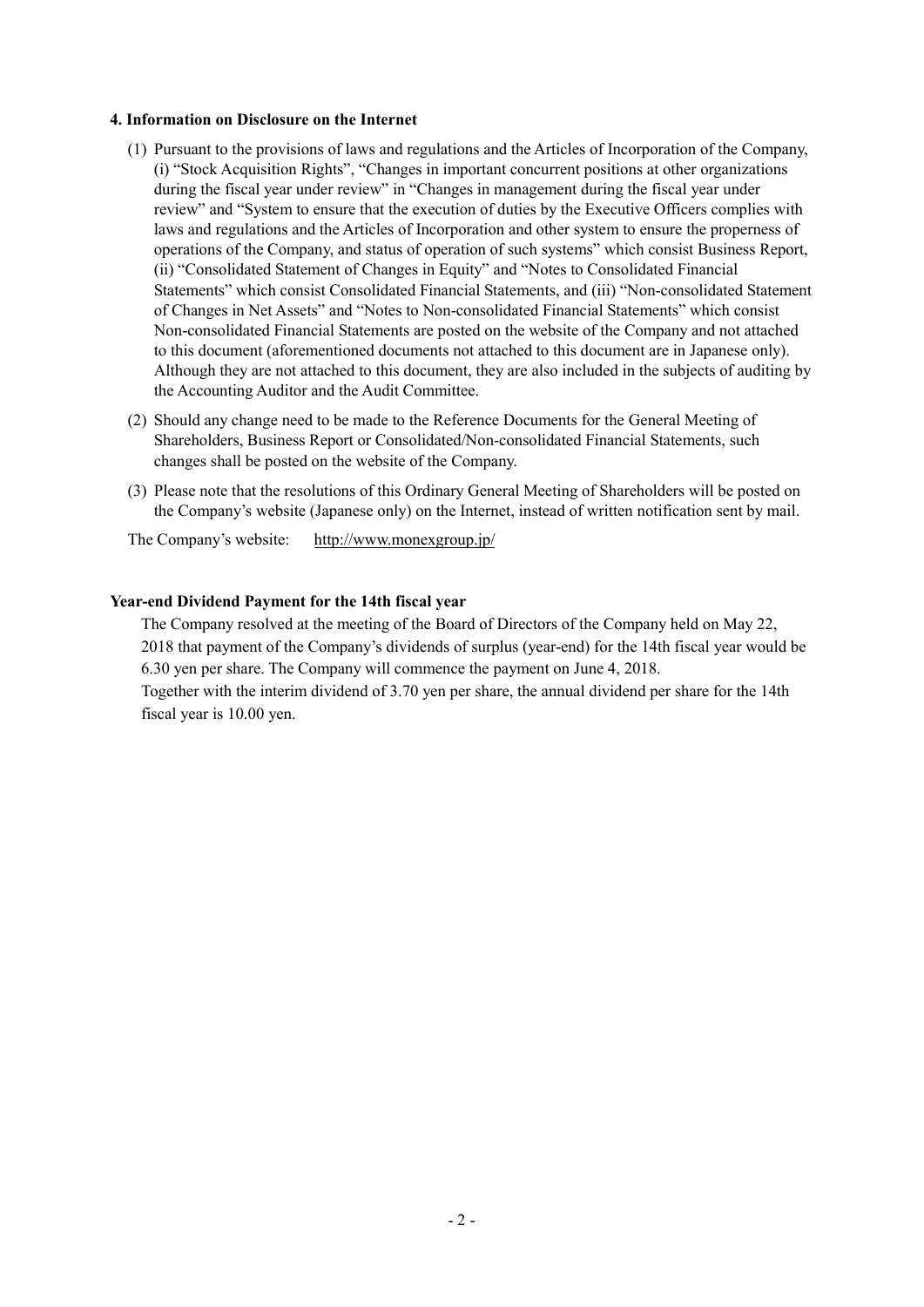#### 4. Information on Disclosure on the Internet

(1) Pursuant to the provisions of laws and regulations and the Articles of Incorporation of the Company, (i) "Stock Acquisition Rights", "Changes in important concurrent positions at other organizations during the fiscal year under review" in "Changes in management during the fiscal year under review" and "System to ensure that the execution of duties by the Executive Officers complies with laws and regulations and the Articles of Incorporation and other system to ensure the properness of operations of the Company, and status of operation of such systems" which consist Business Report, (ii) "Consolidated Statement of Changes in Equity" and "Notes to Consolidated Financial Statements" which consist Consolidated Financial Statements, and (iii) "Non-consolidated Statement of Changes in Net Assets" and "Notes to Non-consolidated Financial Statements" which consist Non-consolidated Financial Statements are posted on the website of the Company and not attached to this document (aforementioned documents not attached to this document are in Japanese only). Although they are not attached to this document, they are also included in the subjects of auditing by the Accounting Auditor and the Audit Committee.

(2) Should any change need to be made to the Reference Documents for the General Meeting of Shareholders, Business Report or Consolidated/Non-consolidated Financial Statements, such changes shall be posted on the website of the Company.

(3) Please note that the resolutions of this Ordinary General Meeting of Shareholders will be posted on the Company's website (Japanese only) on the Internet, instead of written notification sent by mail.

The Company's website: http://www.monexgroup.jp/

#### Year-end Dividend Payment for the 14th fiscal year

The Company resolved at the meeting of the Board of Directors of the Company held on May 22, 2018 that payment of the Company's dividends of surplus (year-end) for the 14th fiscal year would be 6.30 yen per share. The Company will commence the payment on June 4, 2018.

Together with the interim dividend of 3.70 yen per share, the annual dividend per share for the 14th fiscal year is 10.00 yen.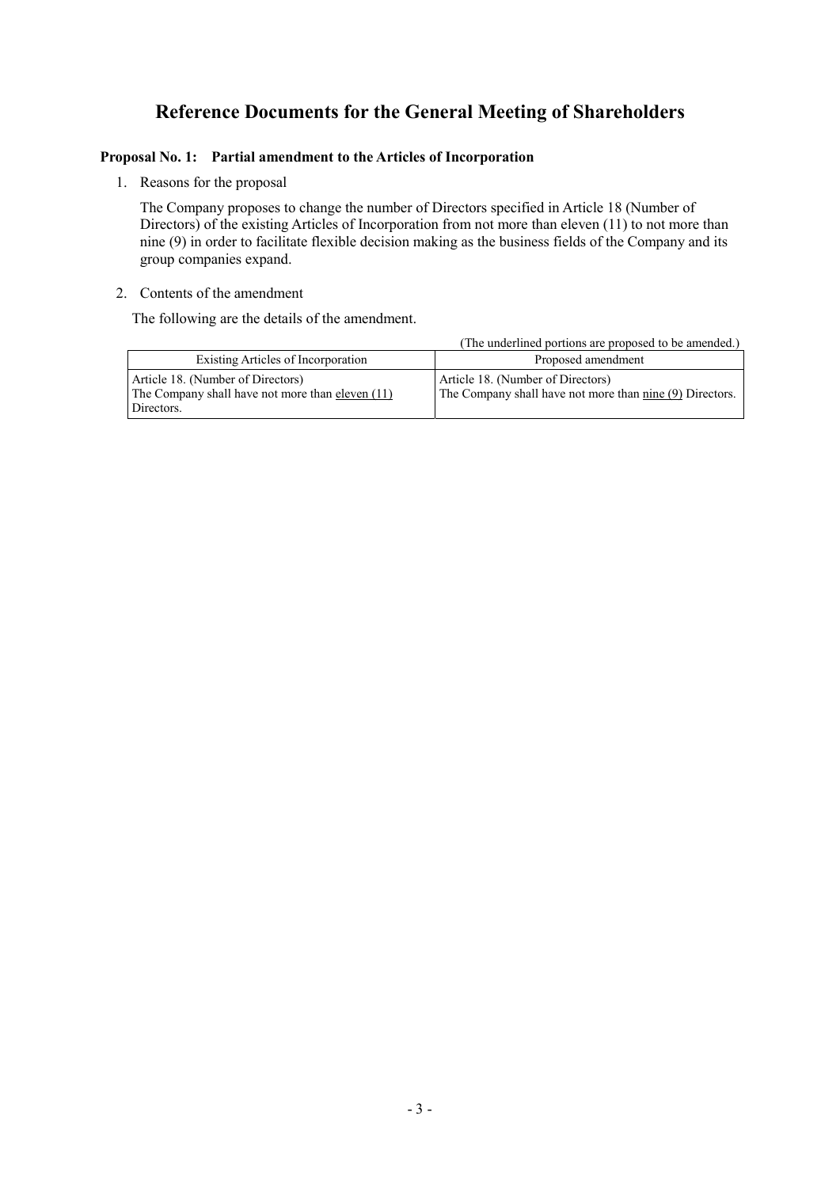# Reference Documents for the General Meeting of Shareholders

**Proposal No. 1: Partial amendment to the Articles of Incorporation**

1. Reasons for the proposal

   The Company proposes to change the number of Directors specified in Article 18 (Number of Directors) of the existing Articles of Incorporation from not more than eleven (11) to not more than nine (9) in order to facilitate flexible decision making as the business fields of the Company and its group companies expand.

2. Contents of the amendment

   The following are the details of the amendment.

(The underlined portions are proposed to be amended.)

| Existing Articles of Incorporation | Proposed amendment |
|---|---|
| Article 18. (Number of Directors)<br>The Company shall have not more than <u>eleven (11)</u> Directors. | Article 18. (Number of Directors)<br>The Company shall have not more than <u>nine (9)</u> Directors. |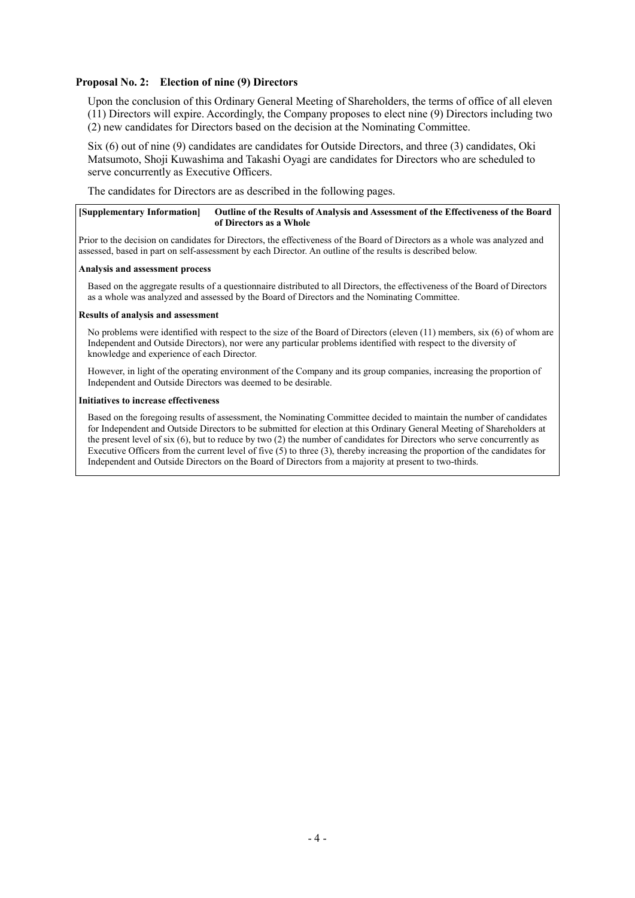## Proposal No. 2: Election of nine (9) Directors

Upon the conclusion of this Ordinary General Meeting of Shareholders, the terms of office of all eleven (11) Directors will expire. Accordingly, the Company proposes to elect nine (9) Directors including two (2) new candidates for Directors based on the decision at the Nominating Committee.

Six (6) out of nine (9) candidates are candidates for Outside Directors, and three (3) candidates, Oki Matsumoto, Shoji Kuwashima and Takashi Oyagi are candidates for Directors who are scheduled to serve concurrently as Executive Officers.

The candidates for Directors are as described in the following pages.

**[Supplementary Information] Outline of the Results of Analysis and Assessment of the Effectiveness of the Board of Directors as a Whole**

Prior to the decision on candidates for Directors, the effectiveness of the Board of Directors as a whole was analyzed and assessed, based in part on self-assessment by each Director. An outline of the results is described below.

**Analysis and assessment process**

Based on the aggregate results of a questionnaire distributed to all Directors, the effectiveness of the Board of Directors as a whole was analyzed and assessed by the Board of Directors and the Nominating Committee.

**Results of analysis and assessment**

No problems were identified with respect to the size of the Board of Directors (eleven (11) members, six (6) of whom are Independent and Outside Directors), nor were any particular problems identified with respect to the diversity of knowledge and experience of each Director.

However, in light of the operating environment of the Company and its group companies, increasing the proportion of Independent and Outside Directors was deemed to be desirable.

**Initiatives to increase effectiveness**

Based on the foregoing results of assessment, the Nominating Committee decided to maintain the number of candidates for Independent and Outside Directors to be submitted for election at this Ordinary General Meeting of Shareholders at the present level of six (6), but to reduce by two (2) the number of candidates for Directors who serve concurrently as Executive Officers from the current level of five (5) to three (3), thereby increasing the proportion of the candidates for Independent and Outside Directors on the Board of Directors from a majority at present to two-thirds.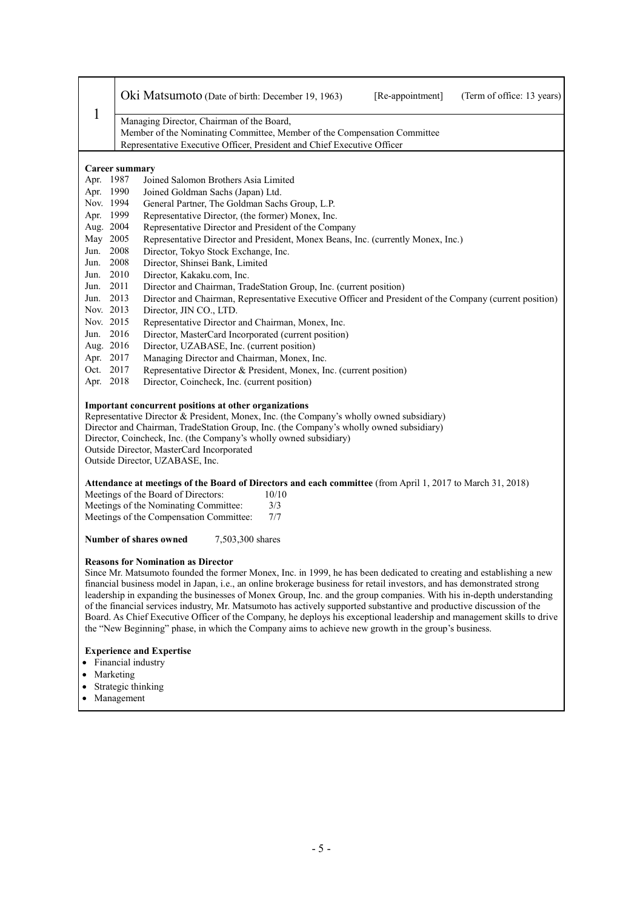| 1 | Oki Matsumoto (Date of birth: December 19, 1963) [Re-appointment] (Term of office: 13 years) |
|---|---|
| | Managing Director, Chairman of the Board,<br>Member of the Nominating Committee, Member of the Compensation Committee<br>Representative Executive Officer, President and Chief Executive Officer |

**Career summary**

| | |
|---|---|
| Apr. 1987 | Joined Salomon Brothers Asia Limited |
| Apr. 1990 | Joined Goldman Sachs (Japan) Ltd. |
| Nov. 1994 | General Partner, The Goldman Sachs Group, L.P. |
| Apr. 1999 | Representative Director, (the former) Monex, Inc. |
| Aug. 2004 | Representative Director and President of the Company |
| May 2005 | Representative Director and President, Monex Beans, Inc. (currently Monex, Inc.) |
| Jun. 2008 | Director, Tokyo Stock Exchange, Inc. |
| Jun. 2008 | Director, Shinsei Bank, Limited |
| Jun. 2010 | Director, Kakaku.com, Inc. |
| Jun. 2011 | Director and Chairman, TradeStation Group, Inc. (current position) |
| Jun. 2013 | Director and Chairman, Representative Executive Officer and President of the Company (current position) |
| Nov. 2013 | Director, JIN CO., LTD. |
| Nov. 2015 | Representative Director and Chairman, Monex, Inc. |
| Jun. 2016 | Director, MasterCard Incorporated (current position) |
| Aug. 2016 | Director, UZABASE, Inc. (current position) |
| Apr. 2017 | Managing Director and Chairman, Monex, Inc. |
| Oct. 2017 | Representative Director & President, Monex, Inc. (current position) |
| Apr. 2018 | Director, Coincheck, Inc. (current position) |

**Important concurrent positions at other organizations**

Representative Director & President, Monex, Inc. (the Company's wholly owned subsidiary)
Director and Chairman, TradeStation Group, Inc. (the Company's wholly owned subsidiary)
Director, Coincheck, Inc. (the Company's wholly owned subsidiary)
Outside Director, MasterCard Incorporated
Outside Director, UZABASE, Inc.

**Attendance at meetings of the Board of Directors and each committee** (from April 1, 2017 to March 31, 2018)

| | |
|---|---|
| Meetings of the Board of Directors: | 10/10 |
| Meetings of the Nominating Committee: | 3/3 |
| Meetings of the Compensation Committee: | 7/7 |

**Number of shares owned** 7,503,300 shares

**Reasons for Nomination as Director**

Since Mr. Matsumoto founded the former Monex, Inc. in 1999, he has been dedicated to creating and establishing a new financial business model in Japan, i.e., an online brokerage business for retail investors, and has demonstrated strong leadership in expanding the businesses of Monex Group, Inc. and the group companies. With his in-depth understanding of the financial services industry, Mr. Matsumoto has actively supported substantive and productive discussion of the Board. As Chief Executive Officer of the Company, he deploys his exceptional leadership and management skills to drive the "New Beginning" phase, in which the Company aims to achieve new growth in the group's business.

**Experience and Expertise**

- Financial industry
- Marketing
- Strategic thinking
- Management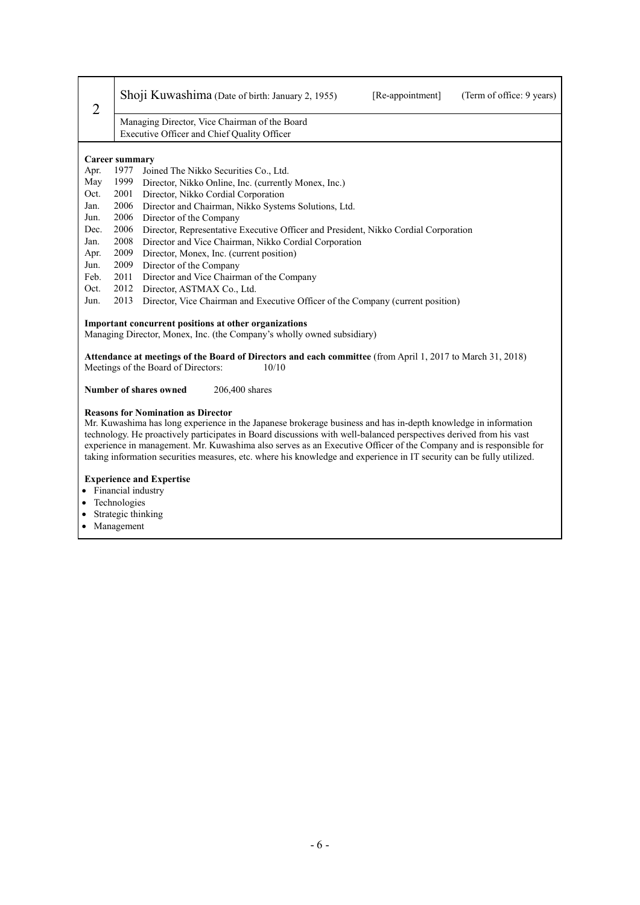| 2 | Shoji Kuwashima (Date of birth: January 2, 1955) [Re-appointment] (Term of office: 9 years) |
|---|---|
| | Managing Director, Vice Chairman of the Board<br>Executive Officer and Chief Quality Officer |

**Career summary**

| | | |
|---|---|---|
| Apr. | 1977 | Joined The Nikko Securities Co., Ltd. |
| May | 1999 | Director, Nikko Online, Inc. (currently Monex, Inc.) |
| Oct. | 2001 | Director, Nikko Cordial Corporation |
| Jan. | 2006 | Director and Chairman, Nikko Systems Solutions, Ltd. |
| Jun. | 2006 | Director of the Company |
| Dec. | 2006 | Director, Representative Executive Officer and President, Nikko Cordial Corporation |
| Jan. | 2008 | Director and Vice Chairman, Nikko Cordial Corporation |
| Apr. | 2009 | Director, Monex, Inc. (current position) |
| Jun. | 2009 | Director of the Company |
| Feb. | 2011 | Director and Vice Chairman of the Company |
| Oct. | 2012 | Director, ASTMAX Co., Ltd. |
| Jun. | 2013 | Director, Vice Chairman and Executive Officer of the Company (current position) |

**Important concurrent positions at other organizations**

Managing Director, Monex, Inc. (the Company's wholly owned subsidiary)

**Attendance at meetings of the Board of Directors and each committee** (from April 1, 2017 to March 31, 2018)

Meetings of the Board of Directors: 10/10

**Number of shares owned** 206,400 shares

**Reasons for Nomination as Director**

Mr. Kuwashima has long experience in the Japanese brokerage business and has in-depth knowledge in information technology. He proactively participates in Board discussions with well-balanced perspectives derived from his vast experience in management. Mr. Kuwashima also serves as an Executive Officer of the Company and is responsible for taking information securities measures, etc. where his knowledge and experience in IT security can be fully utilized.

**Experience and Expertise**

- Financial industry
- Technologies
- Strategic thinking
- Management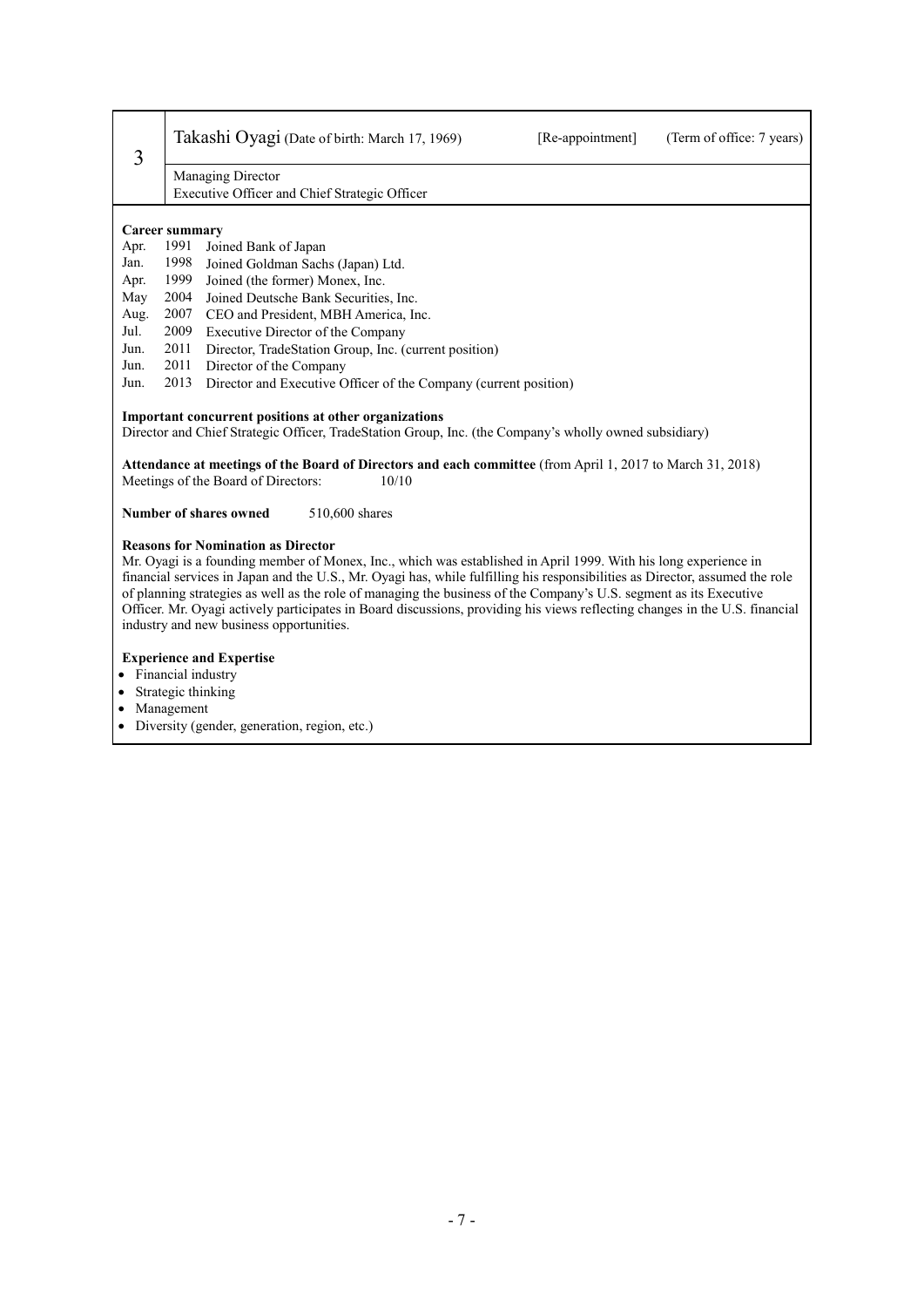| 3 | Takashi Oyagi (Date of birth: March 17, 1969) | [Re-appointment] | (Term of office: 7 years) |
|---|---|---|---|
| | Managing Director<br>Executive Officer and Chief Strategic Officer | | |

**Career summary**

| | | |
|---|---|---|
| Apr. | 1991 | Joined Bank of Japan |
| Jan. | 1998 | Joined Goldman Sachs (Japan) Ltd. |
| Apr. | 1999 | Joined (the former) Monex, Inc. |
| May | 2004 | Joined Deutsche Bank Securities, Inc. |
| Aug. | 2007 | CEO and President, MBH America, Inc. |
| Jul. | 2009 | Executive Director of the Company |
| Jun. | 2011 | Director, TradeStation Group, Inc. (current position) |
| Jun. | 2011 | Director of the Company |
| Jun. | 2013 | Director and Executive Officer of the Company (current position) |

**Important concurrent positions at other organizations**

Director and Chief Strategic Officer, TradeStation Group, Inc. (the Company's wholly owned subsidiary)

**Attendance at meetings of the Board of Directors and each committee** (from April 1, 2017 to March 31, 2018)

Meetings of the Board of Directors: 10/10

**Number of shares owned** 510,600 shares

**Reasons for Nomination as Director**

Mr. Oyagi is a founding member of Monex, Inc., which was established in April 1999. With his long experience in financial services in Japan and the U.S., Mr. Oyagi has, while fulfilling his responsibilities as Director, assumed the role of planning strategies as well as the role of managing the business of the Company's U.S. segment as its Executive Officer. Mr. Oyagi actively participates in Board discussions, providing his views reflecting changes in the U.S. financial industry and new business opportunities.

**Experience and Expertise**

- Financial industry
- Strategic thinking
- Management
- Diversity (gender, generation, region, etc.)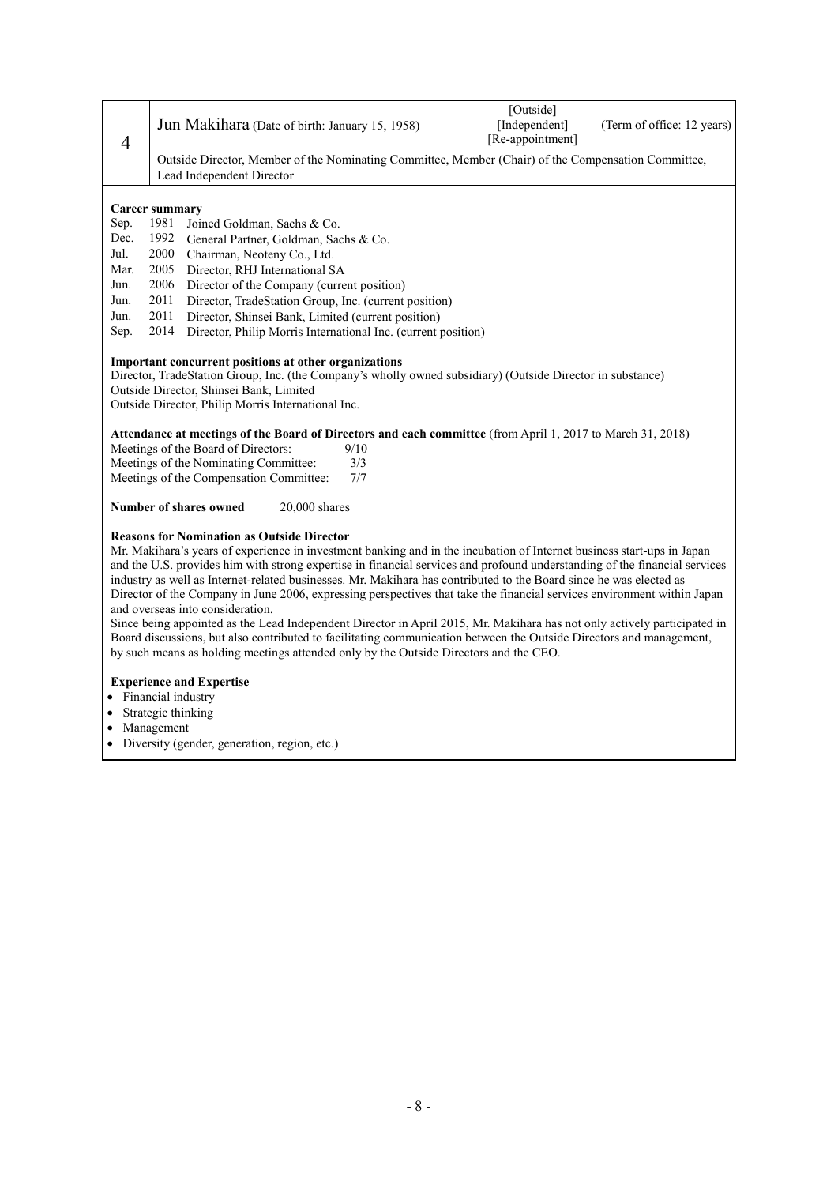| 4 | Jun Makihara (Date of birth: January 15, 1958) | [Outside] [Independent] [Re-appointment] | (Term of office: 12 years) |
|---|---|---|---|
| | Outside Director, Member of the Nominating Committee, Member (Chair) of the Compensation Committee, Lead Independent Director | | |

**Career summary**

| | | |
|---|---|---|
| Sep. | 1981 | Joined Goldman, Sachs & Co. |
| Dec. | 1992 | General Partner, Goldman, Sachs & Co. |
| Jul. | 2000 | Chairman, Neoteny Co., Ltd. |
| Mar. | 2005 | Director, RHJ International SA |
| Jun. | 2006 | Director of the Company (current position) |
| Jun. | 2011 | Director, TradeStation Group, Inc. (current position) |
| Jun. | 2011 | Director, Shinsei Bank, Limited (current position) |
| Sep. | 2014 | Director, Philip Morris International Inc. (current position) |

**Important concurrent positions at other organizations**

Director, TradeStation Group, Inc. (the Company's wholly owned subsidiary) (Outside Director in substance)
Outside Director, Shinsei Bank, Limited
Outside Director, Philip Morris International Inc.

**Attendance at meetings of the Board of Directors and each committee** (from April 1, 2017 to March 31, 2018)

| | |
|---|---|
| Meetings of the Board of Directors: | 9/10 |
| Meetings of the Nominating Committee: | 3/3 |
| Meetings of the Compensation Committee: | 7/7 |

**Number of shares owned** 20,000 shares

**Reasons for Nomination as Outside Director**

Mr. Makihara's years of experience in investment banking and in the incubation of Internet business start-ups in Japan and the U.S. provides him with strong expertise in financial services and profound understanding of the financial services industry as well as Internet-related businesses. Mr. Makihara has contributed to the Board since he was elected as Director of the Company in June 2006, expressing perspectives that take the financial services environment within Japan and overseas into consideration.
Since being appointed as the Lead Independent Director in April 2015, Mr. Makihara has not only actively participated in Board discussions, but also contributed to facilitating communication between the Outside Directors and management, by such means as holding meetings attended only by the Outside Directors and the CEO.

**Experience and Expertise**

- Financial industry
- Strategic thinking
- Management
- Diversity (gender, generation, region, etc.)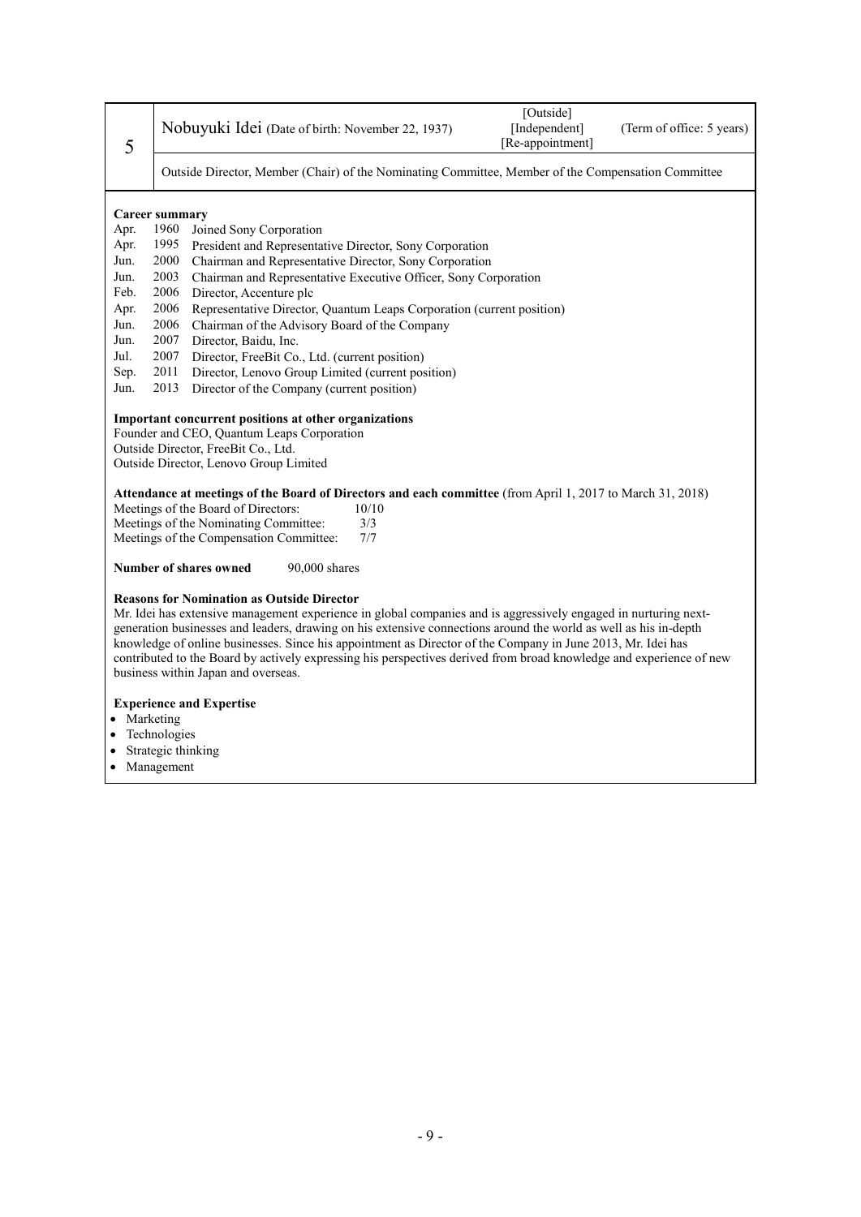| 5 | Nobuyuki Idei (Date of birth: November 22, 1937) | [Outside] [Independent] [Re-appointment] | (Term of office: 5 years) |
|---|---|---|---|
| | Outside Director, Member (Chair) of the Nominating Committee, Member of the Compensation Committee | | |

**Career summary**

| | | |
|---|---|---|
| Apr. | 1960 | Joined Sony Corporation |
| Apr. | 1995 | President and Representative Director, Sony Corporation |
| Jun. | 2000 | Chairman and Representative Director, Sony Corporation |
| Jun. | 2003 | Chairman and Representative Executive Officer, Sony Corporation |
| Feb. | 2006 | Director, Accenture plc |
| Apr. | 2006 | Representative Director, Quantum Leaps Corporation (current position) |
| Jun. | 2006 | Chairman of the Advisory Board of the Company |
| Jun. | 2007 | Director, Baidu, Inc. |
| Jul. | 2007 | Director, FreeBit Co., Ltd. (current position) |
| Sep. | 2011 | Director, Lenovo Group Limited (current position) |
| Jun. | 2013 | Director of the Company (current position) |

**Important concurrent positions at other organizations**

Founder and CEO, Quantum Leaps Corporation
Outside Director, FreeBit Co., Ltd.
Outside Director, Lenovo Group Limited

**Attendance at meetings of the Board of Directors and each committee** (from April 1, 2017 to March 31, 2018)

Meetings of the Board of Directors: 10/10
Meetings of the Nominating Committee: 3/3
Meetings of the Compensation Committee: 7/7

**Number of shares owned** 90,000 shares

**Reasons for Nomination as Outside Director**

Mr. Idei has extensive management experience in global companies and is aggressively engaged in nurturing next-generation businesses and leaders, drawing on his extensive connections around the world as well as his in-depth knowledge of online businesses. Since his appointment as Director of the Company in June 2013, Mr. Idei has contributed to the Board by actively expressing his perspectives derived from broad knowledge and experience of new business within Japan and overseas.

**Experience and Expertise**

- Marketing
- Technologies
- Strategic thinking
- Management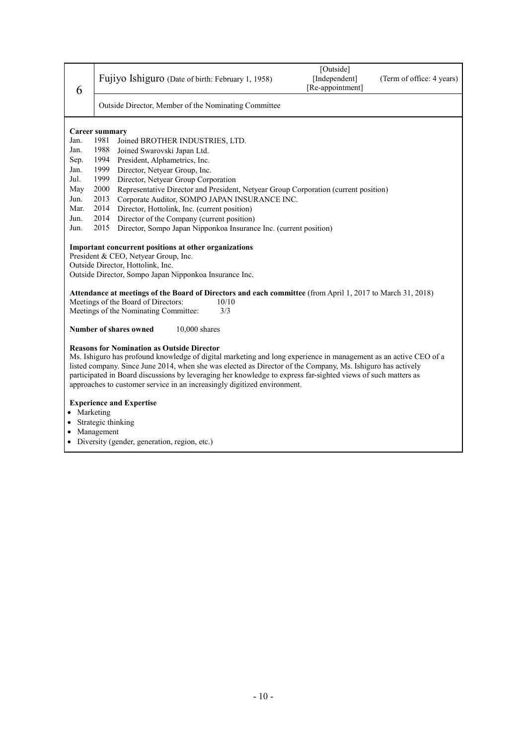| 6 | Fujiyo Ishiguro (Date of birth: February 1, 1958) | [Outside] [Independent] [Re-appointment] | (Term of office: 4 years) |
|---|---|---|---|
| | Outside Director, Member of the Nominating Committee | | |

**Career summary**

| | | |
|---|---|---|
| Jan. | 1981 | Joined BROTHER INDUSTRIES, LTD. |
| Jan. | 1988 | Joined Swarovski Japan Ltd. |
| Sep. | 1994 | President, Alphametrics, Inc. |
| Jan. | 1999 | Director, Netyear Group, Inc. |
| Jul. | 1999 | Director, Netyear Group Corporation |
| May | 2000 | Representative Director and President, Netyear Group Corporation (current position) |
| Jun. | 2013 | Corporate Auditor, SOMPO JAPAN INSURANCE INC. |
| Mar. | 2014 | Director, Hottolink, Inc. (current position) |
| Jun. | 2014 | Director of the Company (current position) |
| Jun. | 2015 | Director, Sompo Japan Nipponkoa Insurance Inc. (current position) |

**Important concurrent positions at other organizations**

President & CEO, Netyear Group, Inc.
Outside Director, Hottolink, Inc.
Outside Director, Sompo Japan Nipponkoa Insurance Inc.

**Attendance at meetings of the Board of Directors and each committee** (from April 1, 2017 to March 31, 2018)

Meetings of the Board of Directors: 10/10
Meetings of the Nominating Committee: 3/3

**Number of shares owned** 10,000 shares

**Reasons for Nomination as Outside Director**

Ms. Ishiguro has profound knowledge of digital marketing and long experience in management as an active CEO of a listed company. Since June 2014, when she was elected as Director of the Company, Ms. Ishiguro has actively participated in Board discussions by leveraging her knowledge to express far-sighted views of such matters as approaches to customer service in an increasingly digitized environment.

**Experience and Expertise**

- Marketing
- Strategic thinking
- Management
- Diversity (gender, generation, region, etc.)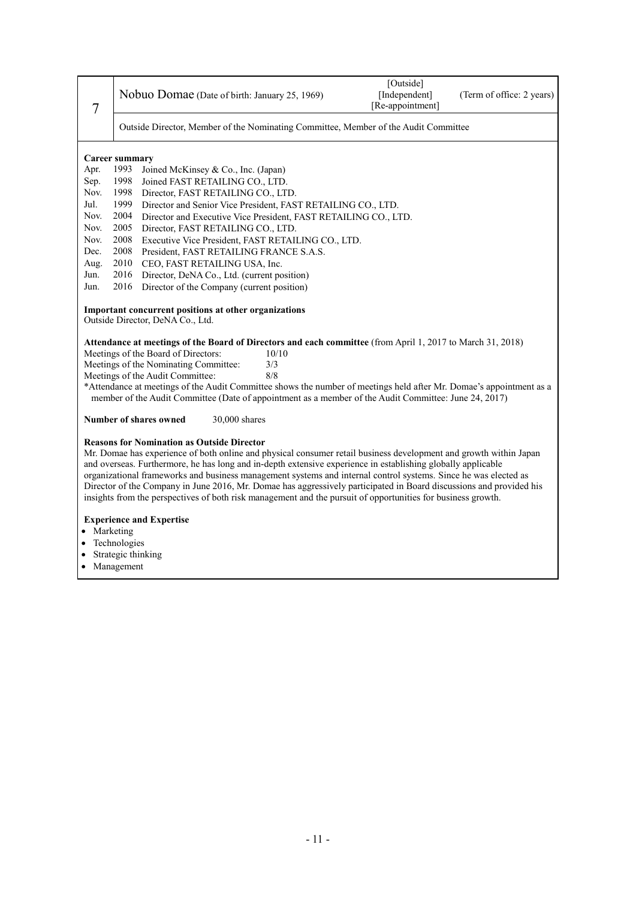| 7 | Nobuo Domae (Date of birth: January 25, 1969) | [Outside] [Independent] [Re-appointment] | (Term of office: 2 years) |
|---|---|---|---|
| | Outside Director, Member of the Nominating Committee, Member of the Audit Committee | | |

**Career summary**

| | | |
|---|---|---|
| Apr. | 1993 | Joined McKinsey & Co., Inc. (Japan) |
| Sep. | 1998 | Joined FAST RETAILING CO., LTD. |
| Nov. | 1998 | Director, FAST RETAILING CO., LTD. |
| Jul. | 1999 | Director and Senior Vice President, FAST RETAILING CO., LTD. |
| Nov. | 2004 | Director and Executive Vice President, FAST RETAILING CO., LTD. |
| Nov. | 2005 | Director, FAST RETAILING CO., LTD. |
| Nov. | 2008 | Executive Vice President, FAST RETAILING CO., LTD. |
| Dec. | 2008 | President, FAST RETAILING FRANCE S.A.S. |
| Aug. | 2010 | CEO, FAST RETAILING USA, Inc. |
| Jun. | 2016 | Director, DeNA Co., Ltd. (current position) |
| Jun. | 2016 | Director of the Company (current position) |

**Important concurrent positions at other organizations**

Outside Director, DeNA Co., Ltd.

**Attendance at meetings of the Board of Directors and each committee** (from April 1, 2017 to March 31, 2018)

| | |
|---|---|
| Meetings of the Board of Directors: | 10/10 |
| Meetings of the Nominating Committee: | 3/3 |
| Meetings of the Audit Committee: | 8/8 |

*Attendance at meetings of the Audit Committee shows the number of meetings held after Mr. Domae's appointment as a member of the Audit Committee (Date of appointment as a member of the Audit Committee: June 24, 2017)

**Number of shares owned** 30,000 shares

**Reasons for Nomination as Outside Director**

Mr. Domae has experience of both online and physical consumer retail business development and growth within Japan and overseas. Furthermore, he has long and in-depth extensive experience in establishing globally applicable organizational frameworks and business management systems and internal control systems. Since he was elected as Director of the Company in June 2016, Mr. Domae has aggressively participated in Board discussions and provided his insights from the perspectives of both risk management and the pursuit of opportunities for business growth.

**Experience and Expertise**

- Marketing
- Technologies
- Strategic thinking
- Management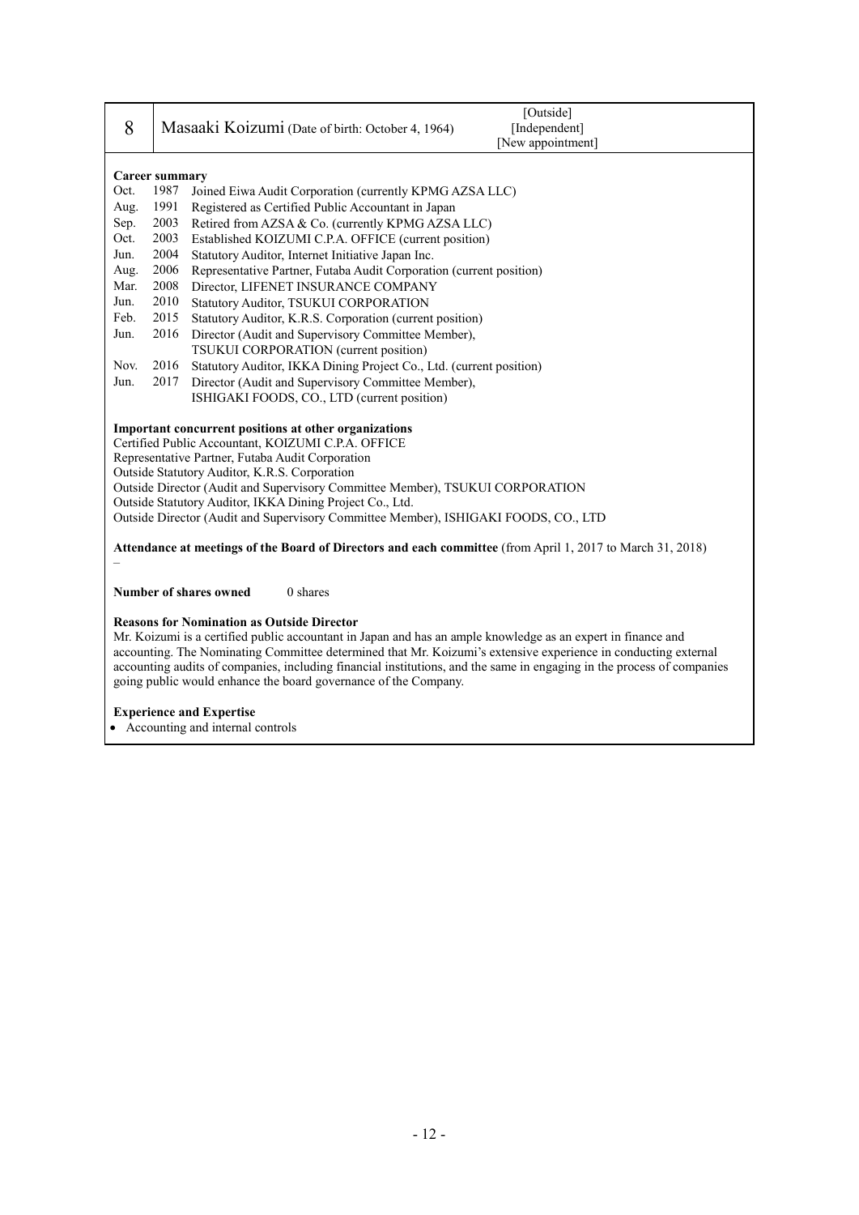| 8 | Masaaki Koizumi (Date of birth: October 4, 1964) | [Outside] [Independent] [New appointment] |
|---|---|---|

**Career summary**

| | | |
|---|---|---|
| Oct. | 1987 | Joined Eiwa Audit Corporation (currently KPMG AZSA LLC) |
| Aug. | 1991 | Registered as Certified Public Accountant in Japan |
| Sep. | 2003 | Retired from AZSA & Co. (currently KPMG AZSA LLC) |
| Oct. | 2003 | Established KOIZUMI C.P.A. OFFICE (current position) |
| Jun. | 2004 | Statutory Auditor, Internet Initiative Japan Inc. |
| Aug. | 2006 | Representative Partner, Futaba Audit Corporation (current position) |
| Mar. | 2008 | Director, LIFENET INSURANCE COMPANY |
| Jun. | 2010 | Statutory Auditor, TSUKUI CORPORATION |
| Feb. | 2015 | Statutory Auditor, K.R.S. Corporation (current position) |
| Jun. | 2016 | Director (Audit and Supervisory Committee Member), TSUKUI CORPORATION (current position) |
| Nov. | 2016 | Statutory Auditor, IKKA Dining Project Co., Ltd. (current position) |
| Jun. | 2017 | Director (Audit and Supervisory Committee Member), ISHIGAKI FOODS, CO., LTD (current position) |

**Important concurrent positions at other organizations**

Certified Public Accountant, KOIZUMI C.P.A. OFFICE
Representative Partner, Futaba Audit Corporation
Outside Statutory Auditor, K.R.S. Corporation
Outside Director (Audit and Supervisory Committee Member), TSUKUI CORPORATION
Outside Statutory Auditor, IKKA Dining Project Co., Ltd.
Outside Director (Audit and Supervisory Committee Member), ISHIGAKI FOODS, CO., LTD

**Attendance at meetings of the Board of Directors and each committee** (from April 1, 2017 to March 31, 2018)

–

**Number of shares owned** 0 shares

**Reasons for Nomination as Outside Director**

Mr. Koizumi is a certified public accountant in Japan and has an ample knowledge as an expert in finance and accounting. The Nominating Committee determined that Mr. Koizumi's extensive experience in conducting external accounting audits of companies, including financial institutions, and the same in engaging in the process of companies going public would enhance the board governance of the Company.

**Experience and Expertise**

- Accounting and internal controls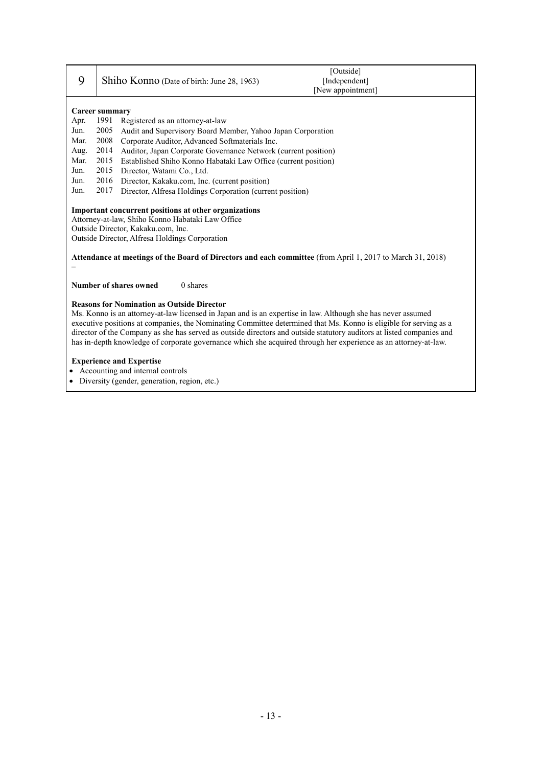| 9 | Shiho Konno (Date of birth: June 28, 1963) | [Outside] [Independent] [New appointment] |
|---|---|---|

**Career summary**

| | | |
|---|---|---|
| Apr. | 1991 | Registered as an attorney-at-law |
| Jun. | 2005 | Audit and Supervisory Board Member, Yahoo Japan Corporation |
| Mar. | 2008 | Corporate Auditor, Advanced Softmaterials Inc. |
| Aug. | 2014 | Auditor, Japan Corporate Governance Network (current position) |
| Mar. | 2015 | Established Shiho Konno Habataki Law Office (current position) |
| Jun. | 2015 | Director, Watami Co., Ltd. |
| Jun. | 2016 | Director, Kakaku.com, Inc. (current position) |
| Jun. | 2017 | Director, Alfresa Holdings Corporation (current position) |

**Important concurrent positions at other organizations**

Attorney-at-law, Shiho Konno Habataki Law Office
Outside Director, Kakaku.com, Inc.
Outside Director, Alfresa Holdings Corporation

**Attendance at meetings of the Board of Directors and each committee** (from April 1, 2017 to March 31, 2018)

–

**Number of shares owned** 0 shares

**Reasons for Nomination as Outside Director**

Ms. Konno is an attorney-at-law licensed in Japan and is an expertise in law. Although she has never assumed executive positions at companies, the Nominating Committee determined that Ms. Konno is eligible for serving as a director of the Company as she has served as outside directors and outside statutory auditors at listed companies and has in-depth knowledge of corporate governance which she acquired through her experience as an attorney-at-law.

**Experience and Expertise**

- Accounting and internal controls
- Diversity (gender, generation, region, etc.)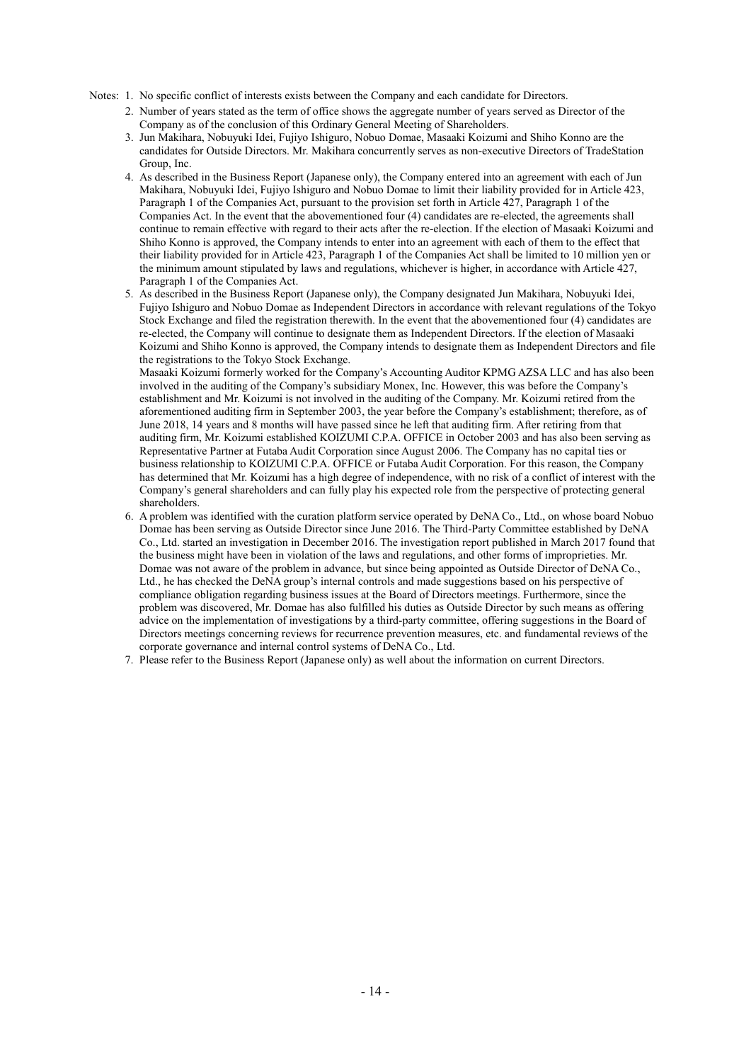Notes: 1. No specific conflict of interests exists between the Company and each candidate for Directors.

2. Number of years stated as the term of office shows the aggregate number of years served as Director of the Company as of the conclusion of this Ordinary General Meeting of Shareholders.

3. Jun Makihara, Nobuyuki Idei, Fujiyo Ishiguro, Nobuo Domae, Masaaki Koizumi and Shiho Konno are the candidates for Outside Directors. Mr. Makihara concurrently serves as non-executive Directors of TradeStation Group, Inc.

4. As described in the Business Report (Japanese only), the Company entered into an agreement with each of Jun Makihara, Nobuyuki Idei, Fujiyo Ishiguro and Nobuo Domae to limit their liability provided for in Article 423, Paragraph 1 of the Companies Act, pursuant to the provision set forth in Article 427, Paragraph 1 of the Companies Act. In the event that the abovementioned four (4) candidates are re-elected, the agreements shall continue to remain effective with regard to their acts after the re-election. If the election of Masaaki Koizumi and Shiho Konno is approved, the Company intends to enter into an agreement with each of them to the effect that their liability provided for in Article 423, Paragraph 1 of the Companies Act shall be limited to 10 million yen or the minimum amount stipulated by laws and regulations, whichever is higher, in accordance with Article 427, Paragraph 1 of the Companies Act.

5. As described in the Business Report (Japanese only), the Company designated Jun Makihara, Nobuyuki Idei, Fujiyo Ishiguro and Nobuo Domae as Independent Directors in accordance with relevant regulations of the Tokyo Stock Exchange and filed the registration therewith. In the event that the abovementioned four (4) candidates are re-elected, the Company will continue to designate them as Independent Directors. If the election of Masaaki Koizumi and Shiho Konno is approved, the Company intends to designate them as Independent Directors and file the registrations to the Tokyo Stock Exchange.
   Masaaki Koizumi formerly worked for the Company's Accounting Auditor KPMG AZSA LLC and has also been involved in the auditing of the Company's subsidiary Monex, Inc. However, this was before the Company's establishment and Mr. Koizumi is not involved in the auditing of the Company. Mr. Koizumi retired from the aforementioned auditing firm in September 2003, the year before the Company's establishment; therefore, as of June 2018, 14 years and 8 months will have passed since he left that auditing firm. After retiring from that auditing firm, Mr. Koizumi established KOIZUMI C.P.A. OFFICE in October 2003 and has also been serving as Representative Partner at Futaba Audit Corporation since August 2006. The Company has no capital ties or business relationship to KOIZUMI C.P.A. OFFICE or Futaba Audit Corporation. For this reason, the Company has determined that Mr. Koizumi has a high degree of independence, with no risk of a conflict of interest with the Company's general shareholders and can fully play his expected role from the perspective of protecting general shareholders.

6. A problem was identified with the curation platform service operated by DeNA Co., Ltd., on whose board Nobuo Domae has been serving as Outside Director since June 2016. The Third-Party Committee established by DeNA Co., Ltd. started an investigation in December 2016. The investigation report published in March 2017 found that the business might have been in violation of the laws and regulations, and other forms of improprieties. Mr. Domae was not aware of the problem in advance, but since being appointed as Outside Director of DeNA Co., Ltd., he has checked the DeNA group's internal controls and made suggestions based on his perspective of compliance obligation regarding business issues at the Board of Directors meetings. Furthermore, since the problem was discovered, Mr. Domae has also fulfilled his duties as Outside Director by such means as offering advice on the implementation of investigations by a third-party committee, offering suggestions in the Board of Directors meetings concerning reviews for recurrence prevention measures, etc. and fundamental reviews of the corporate governance and internal control systems of DeNA Co., Ltd.

7. Please refer to the Business Report (Japanese only) as well about the information on current Directors.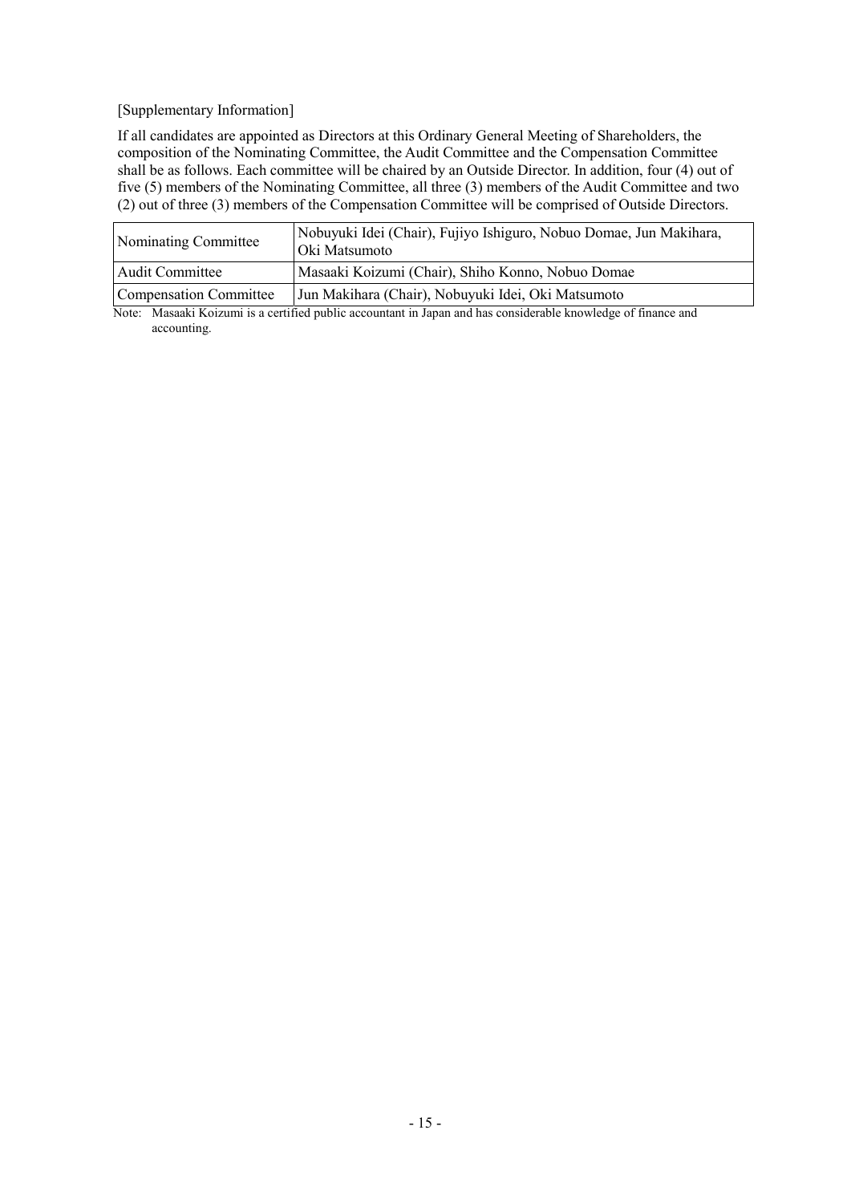[Supplementary Information]

If all candidates are appointed as Directors at this Ordinary General Meeting of Shareholders, the composition of the Nominating Committee, the Audit Committee and the Compensation Committee shall be as follows. Each committee will be chaired by an Outside Director. In addition, four (4) out of five (5) members of the Nominating Committee, all three (3) members of the Audit Committee and two (2) out of three (3) members of the Compensation Committee will be comprised of Outside Directors.

| | |
|---|---|
| Nominating Committee | Nobuyuki Idei (Chair), Fujiyo Ishiguro, Nobuo Domae, Jun Makihara, Oki Matsumoto |
| Audit Committee | Masaaki Koizumi (Chair), Shiho Konno, Nobuo Domae |
| Compensation Committee | Jun Makihara (Chair), Nobuyuki Idei, Oki Matsumoto |

Note: Masaaki Koizumi is a certified public accountant in Japan and has considerable knowledge of finance and accounting.